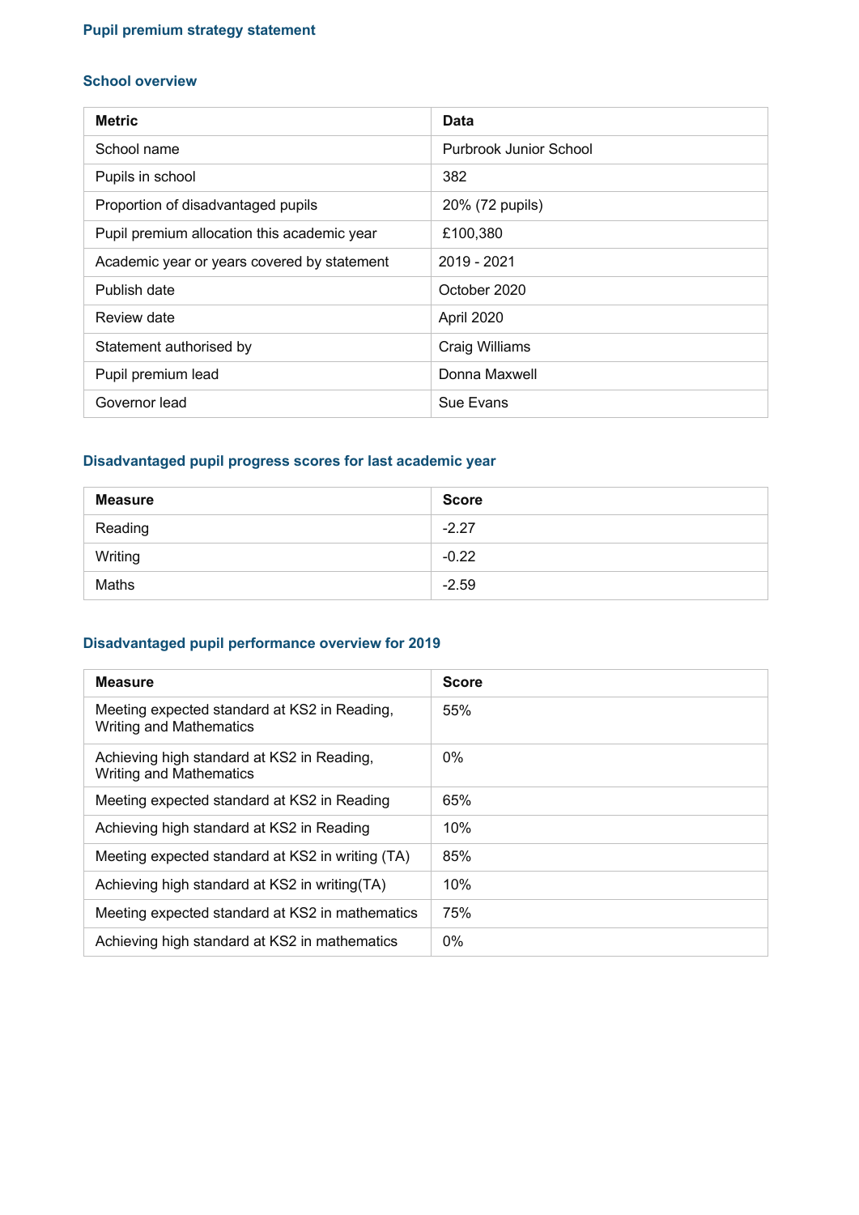# Pupil premium strategy statement

## School overview

| Metric | Data |
|---|---|
| School name | Purbrook Junior School |
| Pupils in school | 382 |
| Proportion of disadvantaged pupils | 20% (72 pupils) |
| Pupil premium allocation this academic year | £100,380 |
| Academic year or years covered by statement | 2019 - 2021 |
| Publish date | October 2020 |
| Review date | April 2020 |
| Statement authorised by | Craig Williams |
| Pupil premium lead | Donna Maxwell |
| Governor lead | Sue Evans |

## Disadvantaged pupil progress scores for last academic year

| Measure | Score |
|---|---|
| Reading | -2.27 |
| Writing | -0.22 |
| Maths | -2.59 |

## Disadvantaged pupil performance overview for 2019

| Measure | Score |
|---|---|
| Meeting expected standard at KS2 in Reading, Writing and Mathematics | 55% |
| Achieving high standard at KS2 in Reading, Writing and Mathematics | 0% |
| Meeting expected standard at KS2 in Reading | 65% |
| Achieving high standard at KS2 in Reading | 10% |
| Meeting expected standard at KS2 in writing (TA) | 85% |
| Achieving high standard at KS2 in writing(TA) | 10% |
| Meeting expected standard at KS2 in mathematics | 75% |
| Achieving high standard at KS2 in mathematics | 0% |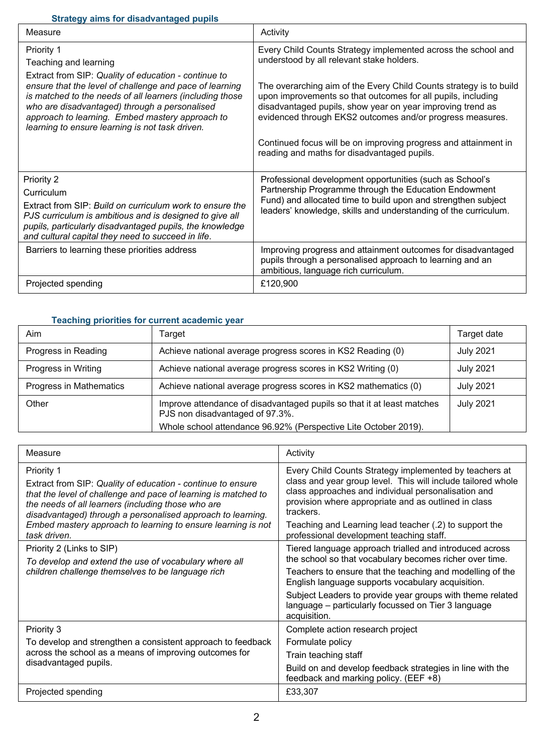### Strategy aims for disadvantaged pupils

| Measure | Activity |
|---|---|
| Priority 1<br>Teaching and learning<br>Extract from SIP: *Quality of education - continue to ensure that the level of challenge and pace of learning is matched to the needs of all learners (including those who are disadvantaged) through a personalised approach to learning. Embed mastery approach to learning to ensure learning is not task driven.* | Every Child Counts Strategy implemented across the school and understood by all relevant stake holders.<br><br>The overarching aim of the Every Child Counts strategy is to build upon improvements so that outcomes for all pupils, including disadvantaged pupils, show year on year improving trend as evidenced through EKS2 outcomes and/or progress measures.<br><br>Continued focus will be on improving progress and attainment in reading and maths for disadvantaged pupils. |
| Priority 2<br>Curriculum<br>Extract from SIP: *Build on curriculum work to ensure the PJS curriculum is ambitious and is designed to give all pupils, particularly disadvantaged pupils, the knowledge and cultural capital they need to succeed in life.* | Professional development opportunities (such as School's Partnership Programme through the Education Endowment Fund) and allocated time to build upon and strengthen subject leaders' knowledge, skills and understanding of the curriculum. |
| Barriers to learning these priorities address | Improving progress and attainment outcomes for disadvantaged pupils through a personalised approach to learning and an ambitious, language rich curriculum. |
| Projected spending | £120,900 |

### Teaching priorities for current academic year

| Aim | Target | Target date |
|---|---|---|
| Progress in Reading | Achieve national average progress scores in KS2 Reading (0) | July 2021 |
| Progress in Writing | Achieve national average progress scores in KS2 Writing (0) | July 2021 |
| Progress in Mathematics | Achieve national average progress scores in KS2 mathematics (0) | July 2021 |
| Other | Improve attendance of disadvantaged pupils so that it at least matches PJS non disadvantaged of 97.3%.<br>Whole school attendance 96.92% (Perspective Lite October 2019). | July 2021 |

| Measure | Activity |
|---|---|
| Priority 1<br>Extract from SIP: *Quality of education - continue to ensure that the level of challenge and pace of learning is matched to the needs of all learners (including those who are disadvantaged) through a personalised approach to learning. Embed mastery approach to learning to ensure learning is not task driven.* | Every Child Counts Strategy implemented by teachers at class and year group level. This will include tailored whole class approaches and individual personalisation and provision where appropriate and as outlined in class trackers.<br>Teaching and Learning lead teacher (.2) to support the professional development teaching staff. |
| Priority 2 (Links to SIP)<br>*To develop and extend the use of vocabulary where all children challenge themselves to be language rich* | Tiered language approach trialled and introduced across the school so that vocabulary becomes richer over time.<br>Teachers to ensure that the teaching and modelling of the English language supports vocabulary acquisition.<br>Subject Leaders to provide year groups with theme related language – particularly focussed on Tier 3 language acquisition. |
| Priority 3<br>To develop and strengthen a consistent approach to feedback across the school as a means of improving outcomes for disadvantaged pupils. | Complete action research project<br>Formulate policy<br>Train teaching staff<br>Build on and develop feedback strategies in line with the feedback and marking policy. (EEF +8) |
| Projected spending | £33,307 |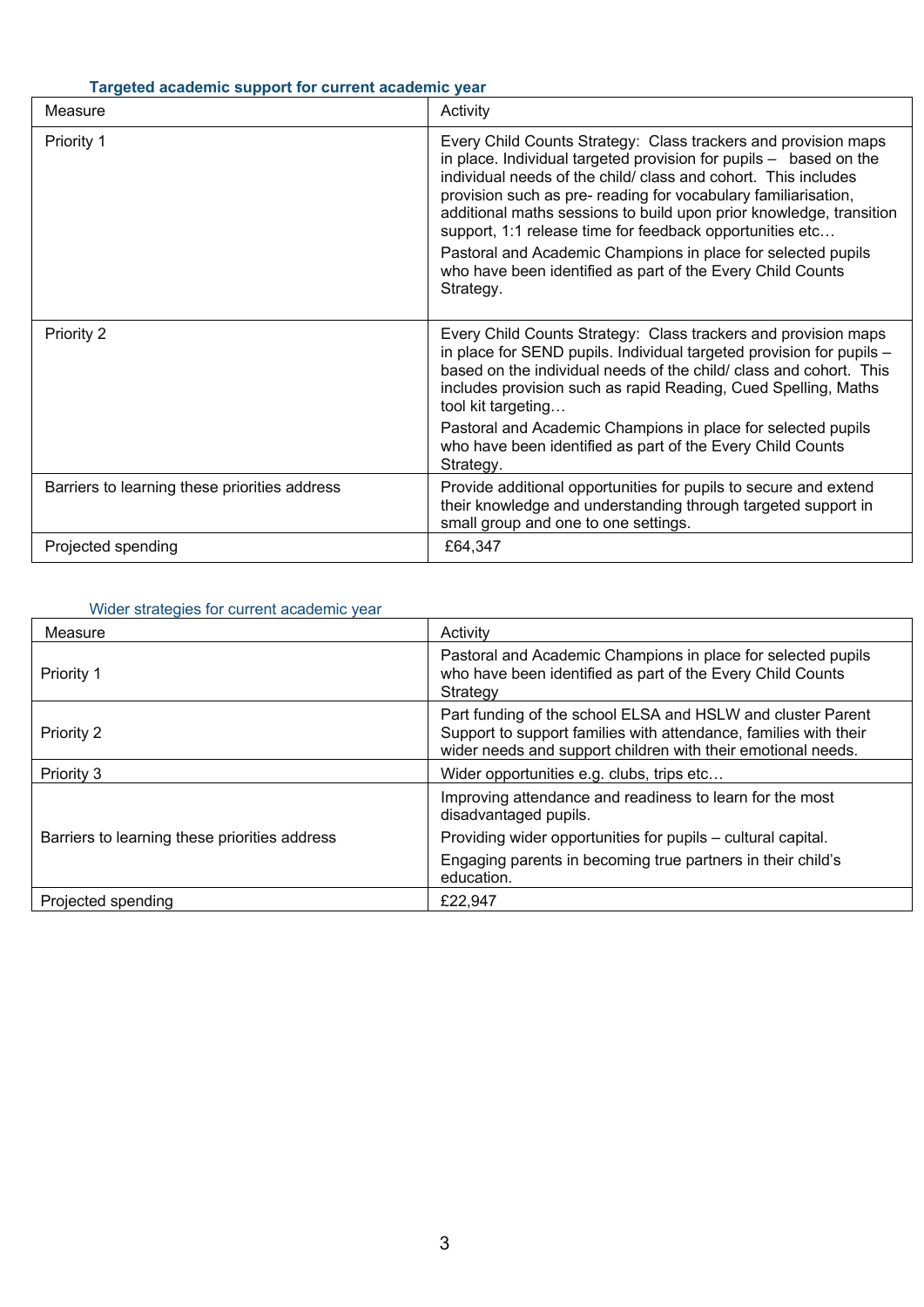### Targeted academic support for current academic year

| Measure | Activity |
| --- | --- |
| Priority 1 | Every Child Counts Strategy: Class trackers and provision maps in place. Individual targeted provision for pupils – based on the individual needs of the child/ class and cohort. This includes provision such as pre- reading for vocabulary familiarisation, additional maths sessions to build upon prior knowledge, transition support, 1:1 release time for feedback opportunities etc… Pastoral and Academic Champions in place for selected pupils who have been identified as part of the Every Child Counts Strategy. |
| Priority 2 | Every Child Counts Strategy: Class trackers and provision maps in place for SEND pupils. Individual targeted provision for pupils – based on the individual needs of the child/ class and cohort. This includes provision such as rapid Reading, Cued Spelling, Maths tool kit targeting… Pastoral and Academic Champions in place for selected pupils who have been identified as part of the Every Child Counts Strategy. |
| Barriers to learning these priorities address | Provide additional opportunities for pupils to secure and extend their knowledge and understanding through targeted support in small group and one to one settings. |
| Projected spending | £64,347 |

### Wider strategies for current academic year

| Measure | Activity |
| --- | --- |
| Priority 1 | Pastoral and Academic Champions in place for selected pupils who have been identified as part of the Every Child Counts Strategy |
| Priority 2 | Part funding of the school ELSA and HSLW and cluster Parent Support to support families with attendance, families with their wider needs and support children with their emotional needs. |
| Priority 3 | Wider opportunities e.g. clubs, trips etc… |
| Barriers to learning these priorities address | Improving attendance and readiness to learn for the most disadvantaged pupils. Providing wider opportunities for pupils – cultural capital. Engaging parents in becoming true partners in their child's education. |
| Projected spending | £22,947 |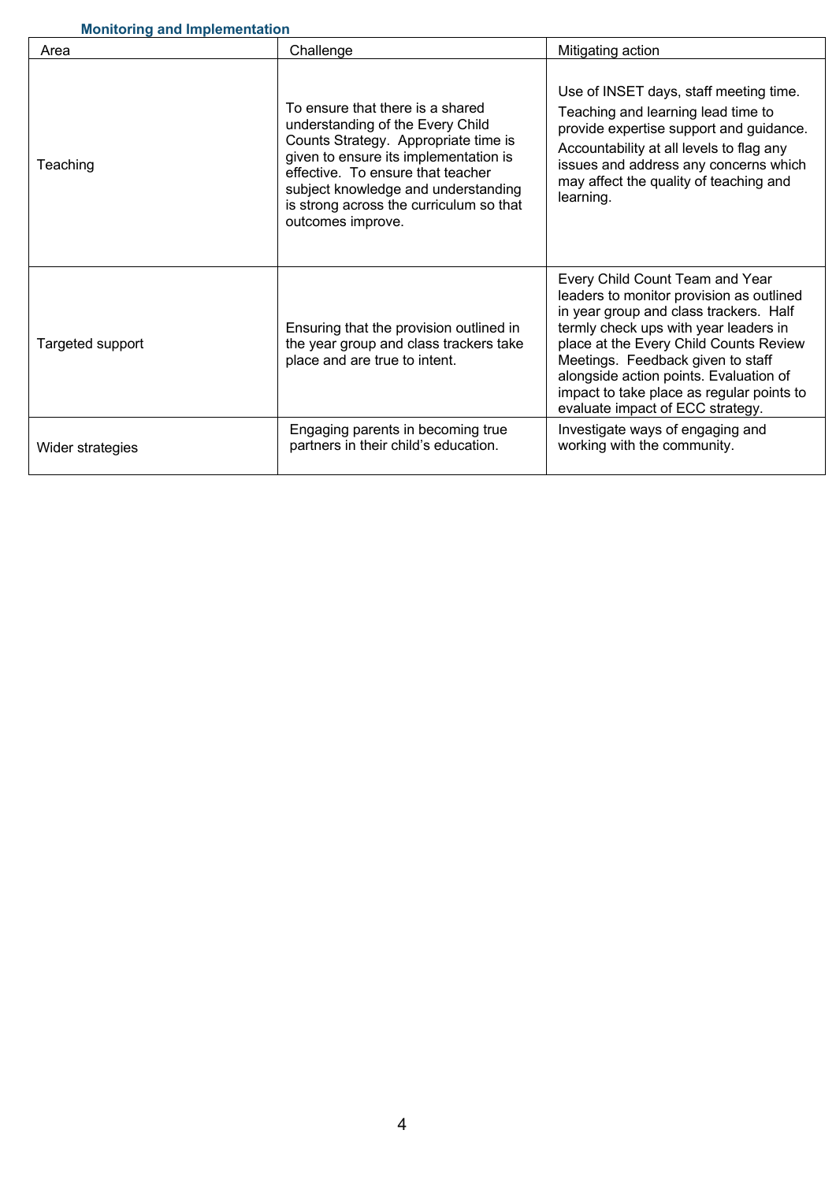### Monitoring and Implementation

| Area | Challenge | Mitigating action |
| --- | --- | --- |
| Teaching | To ensure that there is a shared understanding of the Every Child Counts Strategy. Appropriate time is given to ensure its implementation is effective. To ensure that teacher subject knowledge and understanding is strong across the curriculum so that outcomes improve. | Use of INSET days, staff meeting time. Teaching and learning lead time to provide expertise support and guidance. Accountability at all levels to flag any issues and address any concerns which may affect the quality of teaching and learning. |
| Targeted support | Ensuring that the provision outlined in the year group and class trackers take place and are true to intent. | Every Child Count Team and Year leaders to monitor provision as outlined in year group and class trackers. Half termly check ups with year leaders in place at the Every Child Counts Review Meetings. Feedback given to staff alongside action points. Evaluation of impact to take place as regular points to evaluate impact of ECC strategy. |
| Wider strategies | Engaging parents in becoming true partners in their child's education. | Investigate ways of engaging and working with the community. |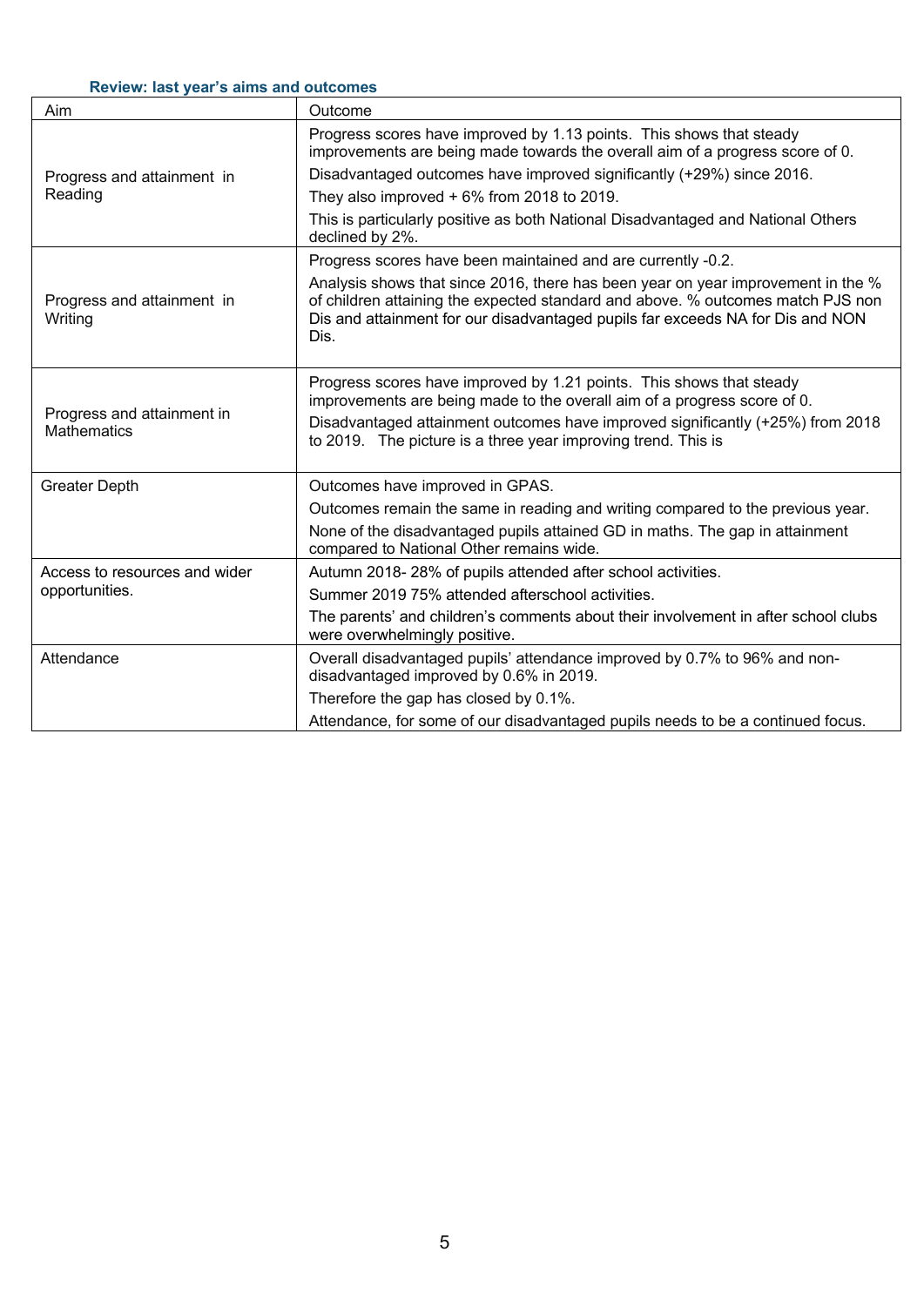### Review: last year's aims and outcomes

| Aim | Outcome |
|---|---|
| Progress and attainment in Reading | Progress scores have improved by 1.13 points. This shows that steady improvements are being made towards the overall aim of a progress score of 0.<br>Disadvantaged outcomes have improved significantly (+29%) since 2016.<br>They also improved + 6% from 2018 to 2019.<br>This is particularly positive as both National Disadvantaged and National Others declined by 2%. |
| Progress and attainment in Writing | Progress scores have been maintained and are currently -0.2.<br>Analysis shows that since 2016, there has been year on year improvement in the % of children attaining the expected standard and above. % outcomes match PJS non Dis and attainment for our disadvantaged pupils far exceeds NA for Dis and NON Dis. |
| Progress and attainment in Mathematics | Progress scores have improved by 1.21 points. This shows that steady improvements are being made to the overall aim of a progress score of 0.<br>Disadvantaged attainment outcomes have improved significantly (+25%) from 2018 to 2019. The picture is a three year improving trend. This is |
| Greater Depth | Outcomes have improved in GPAS.<br>Outcomes remain the same in reading and writing compared to the previous year.<br>None of the disadvantaged pupils attained GD in maths. The gap in attainment compared to National Other remains wide. |
| Access to resources and wider opportunities. | Autumn 2018- 28% of pupils attended after school activities.<br>Summer 2019 75% attended afterschool activities.<br>The parents' and children's comments about their involvement in after school clubs were overwhelmingly positive. |
| Attendance | Overall disadvantaged pupils' attendance improved by 0.7% to 96% and non-disadvantaged improved by 0.6% in 2019.<br>Therefore the gap has closed by 0.1%.<br>Attendance, for some of our disadvantaged pupils needs to be a continued focus. |